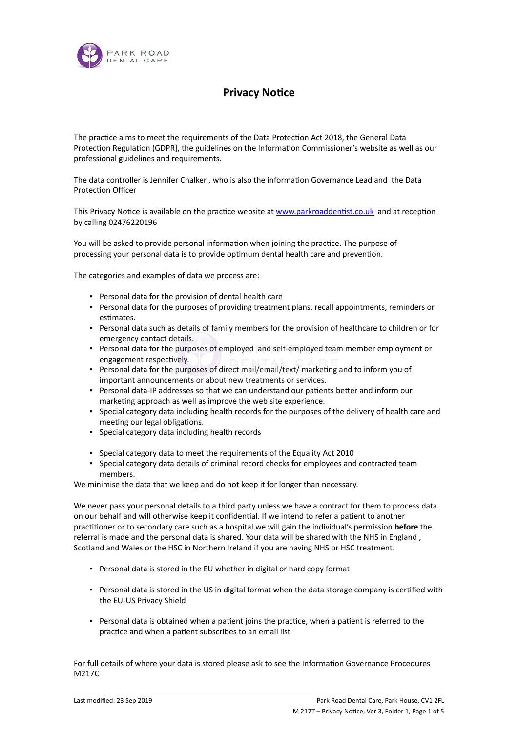PARK ROAD
DENTAL CARE

# Privacy Notice

The practice aims to meet the requirements of the Data Protection Act 2018, the General Data Protection Regulation (GDPR], the guidelines on the Information Commissioner's website as well as our professional guidelines and requirements.

The data controller is Jennifer Chalker , who is also the information Governance Lead and  the Data Protection Officer

This Privacy Notice is available on the practice website at [www.parkroaddentist.co.uk](http://www.parkroaddentist.co.uk)  and at reception by calling 02476220196

You will be asked to provide personal information when joining the practice. The purpose of processing your personal data is to provide optimum dental health care and prevention.

The categories and examples of data we process are:

- Personal data for the provision of dental health care
- Personal data for the purposes of providing treatment plans, recall appointments, reminders or estimates.
- Personal data such as details of family members for the provision of healthcare to children or for emergency contact details.
- Personal data for the purposes of employed  and self-employed team member employment or engagement respectively.
- Personal data for the purposes of direct mail/email/text/ marketing and to inform you of important announcements or about new treatments or services.
- Personal data-IP addresses so that we can understand our patients better and inform our marketing approach as well as improve the web site experience.
- Special category data including health records for the purposes of the delivery of health care and meeting our legal obligations.
- Special category data including health records
- Special category data to meet the requirements of the Equality Act 2010
- Special category data details of criminal record checks for employees and contracted team members.

We minimise the data that we keep and do not keep it for longer than necessary.

We never pass your personal details to a third party unless we have a contract for them to process data on our behalf and will otherwise keep it confidential. If we intend to refer a patient to another practitioner or to secondary care such as a hospital we will gain the individual's permission **before** the referral is made and the personal data is shared. Your data will be shared with the NHS in England , Scotland and Wales or the HSC in Northern Ireland if you are having NHS or HSC treatment.

- Personal data is stored in the EU whether in digital or hard copy format
- Personal data is stored in the US in digital format when the data storage company is certified with the EU-US Privacy Shield
- Personal data is obtained when a patient joins the practice, when a patient is referred to the practice and when a patient subscribes to an email list

For full details of where your data is stored please ask to see the Information Governance Procedures M217C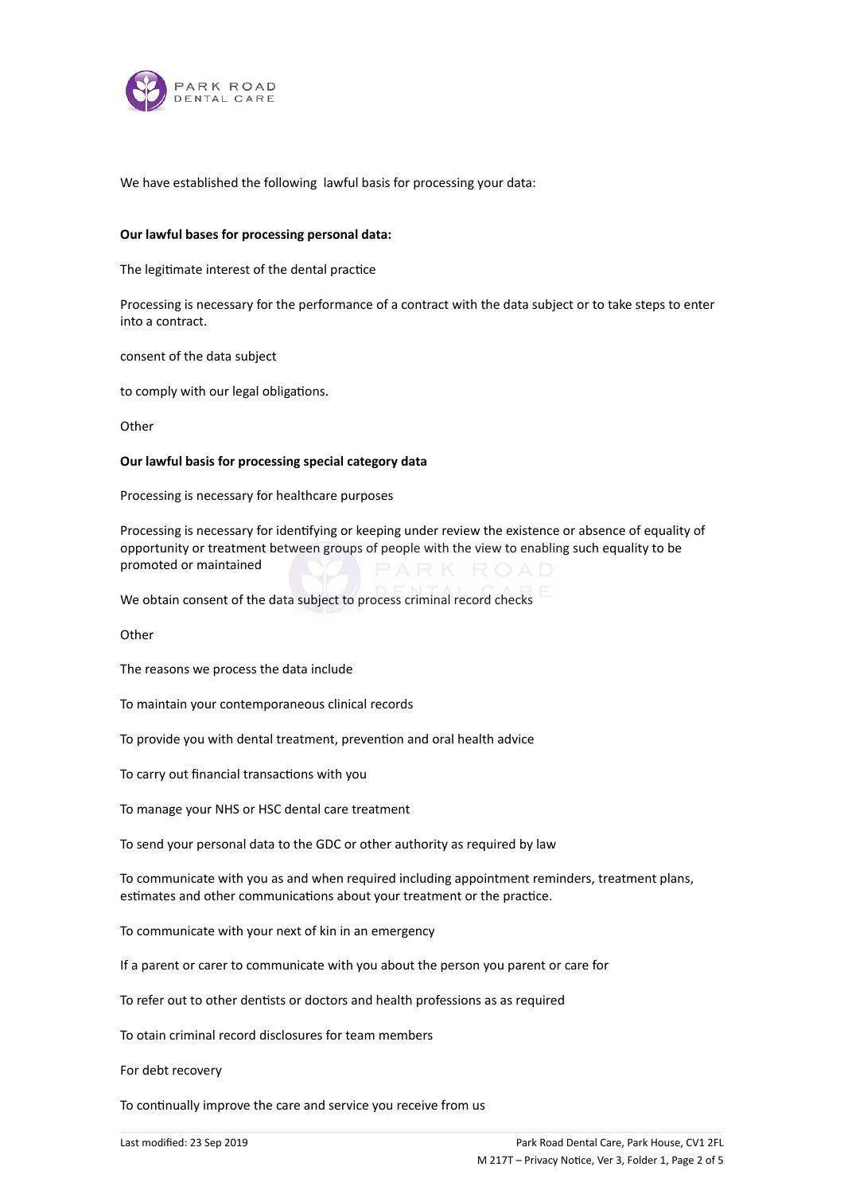We have established the following  lawful basis for processing your data:

**Our lawful bases for processing personal data:**

The legitimate interest of the dental practice

Processing is necessary for the performance of a contract with the data subject or to take steps to enter into a contract.

consent of the data subject

to comply with our legal obligations.

Other

**Our lawful basis for processing special category data**

Processing is necessary for healthcare purposes

Processing is necessary for identifying or keeping under review the existence or absence of equality of opportunity or treatment between groups of people with the view to enabling such equality to be promoted or maintained

We obtain consent of the data subject to process criminal record checks

Other

The reasons we process the data include

To maintain your contemporaneous clinical records

To provide you with dental treatment, prevention and oral health advice

To carry out financial transactions with you

To manage your NHS or HSC dental care treatment

To send your personal data to the GDC or other authority as required by law

To communicate with you as and when required including appointment reminders, treatment plans, estimates and other communications about your treatment or the practice.

To communicate with your next of kin in an emergency

If a parent or carer to communicate with you about the person you parent or care for

To refer out to other dentists or doctors and health professions as as required

To otain criminal record disclosures for team members

For debt recovery

To continually improve the care and service you receive from us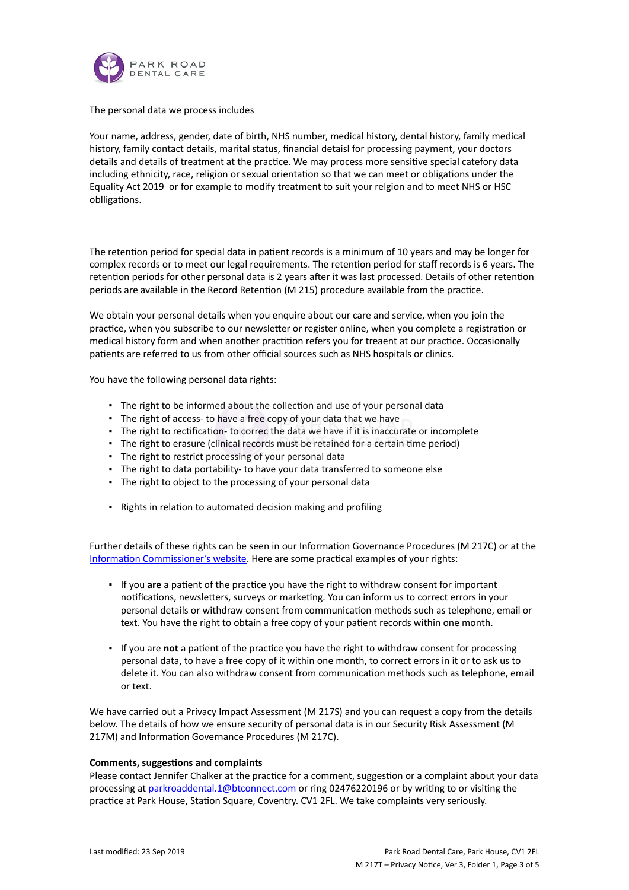The personal data we process includes

Your name, address, gender, date of birth, NHS number, medical history, dental history, family medical history, family contact details, marital status, financial detaisl for processing payment, your doctors details and details of treatment at the practice. We may process more sensitive special catefory data including ethnicity, race, religion or sexual orientation so that we can meet or obligations under the Equality Act 2019 or for example to modify treatment to suit your relgion and to meet NHS or HSC obligations.

The retention period for special data in patient records is a minimum of 10 years and may be longer for complex records or to meet our legal requirements. The retention period for staff records is 6 years. The retention periods for other personal data is 2 years after it was last processed. Details of other retention periods are available in the Record Retention (M 215) procedure available from the practice.

We obtain your personal details when you enquire about our care and service, when you join the practice, when you subscribe to our newsletter or register online, when you complete a registration or medical history form and when another practition refers you for treaent at our practice. Occasionally patients are referred to us from other official sources such as NHS hospitals or clinics.

You have the following personal data rights:

- The right to be informed about the collection and use of your personal data
- The right of access- to have a free copy of your data that we have
- The right to rectification- to corre the data we have if it is inaccurate or incomplete
- The right to erasure (clinical records must be retained for a certain time period)
- The right to restrict processing of your personal data
- The right to data portability- to have your data transferred to someone else
- The right to object to the processing of your personal data
- Rights in relation to automated decision making and profiling

Further details of these rights can be seen in our Information Governance Procedures (M 217C) or at the [Information Commissioner's website](). Here are some practical examples of your rights:

- If you **are** a patient of the practice you have the right to withdraw consent for important notifications, newsletters, surveys or marketing. You can inform us to correct errors in your personal details or withdraw consent from communication methods such as telephone, email or text. You have the right to obtain a free copy of your patient records within one month.
- If you are **not** a patient of the practice you have the right to withdraw consent for processing personal data, to have a free copy of it within one month, to correct errors in it or to ask us to delete it. You can also withdraw consent from communication methods such as telephone, email or text.

We have carried out a Privacy Impact Assessment (M 217S) and you can request a copy from the details below. The details of how we ensure security of personal data is in our Security Risk Assessment (M 217M) and Information Governance Procedures (M 217C).

**Comments, suggestions and complaints**

Please contact Jennifer Chalker at the practice for a comment, suggestion or a complaint about your data processing at parkroaddental.1@btconnect.com or ring 02476220196 or by writing to or visiting the practice at Park House, Station Square, Coventry. CV1 2FL. We take complaints very seriously.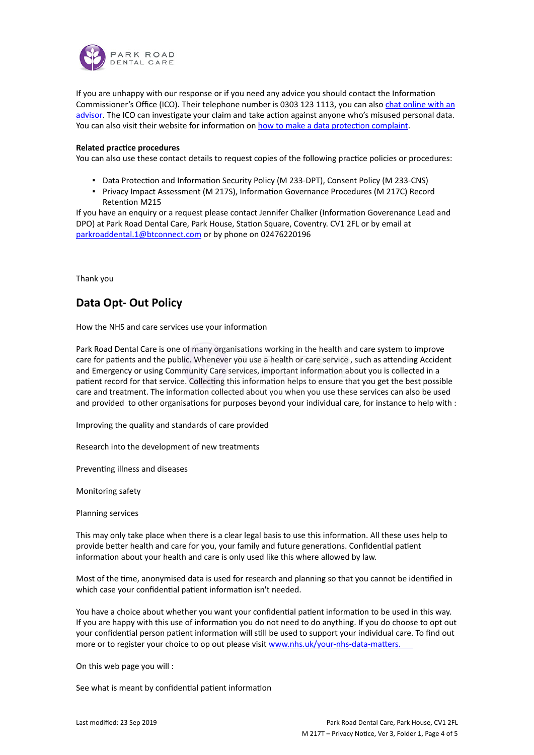If you are unhappy with our response or if you need any advice you should contact the Information Commissioner's Office (ICO). Their telephone number is 0303 123 1113, you can also chat online with an advisor. The ICO can investigate your claim and take action against anyone who's misused personal data. You can also visit their website for information on how to make a data protection complaint.

**Related practice procedures**

You can also use these contact details to request copies of the following practice policies or procedures:

- Data Protection and Information Security Policy (M 233-DPT), Consent Policy (M 233-CNS)
- Privacy Impact Assessment (M 217S), Information Governance Procedures (M 217C) Record Retention M215

If you have an enquiry or a request please contact Jennifer Chalker (Information Goverenance Lead and DPO) at Park Road Dental Care, Park House, Station Square, Coventry. CV1 2FL or by email at parkroaddental.1@btconnect.com or by phone on 02476220196

Thank you

## Data Opt- Out Policy

How the NHS and care services use your information

Park Road Dental Care is one of many organisations working in the health and care system to improve care for patients and the public. Whenever you use a health or care service , such as attending Accident and Emergency or using Community Care services, important information about you is collected in a patient record for that service. Collecting this information helps to ensure that you get the best possible care and treatment. The information collected about you when you use these services can also be used and provided to other organisations for purposes beyond your individual care, for instance to help with :

Improving the quality and standards of care provided

Research into the development of new treatments

Preventing illness and diseases

Monitoring safety

Planning services

This may only take place when there is a clear legal basis to use this information. All these uses help to provide better health and care for you, your family and future generations. Confidential patient information about your health and care is only used like this where allowed by law.

Most of the time, anonymised data is used for research and planning so that you cannot be identified in which case your confidential patient information isn't needed.

You have a choice about whether you want your confidential patient information to be used in this way. If you are happy with this use of information you do not need to do anything. If you do choose to opt out your confidential person patient information will still be used to support your individual care. To find out more or to register your choice to op out please visit www.nhs.uk/your-nhs-data-matters.

On this web page you will :

See what is meant by confidential patient information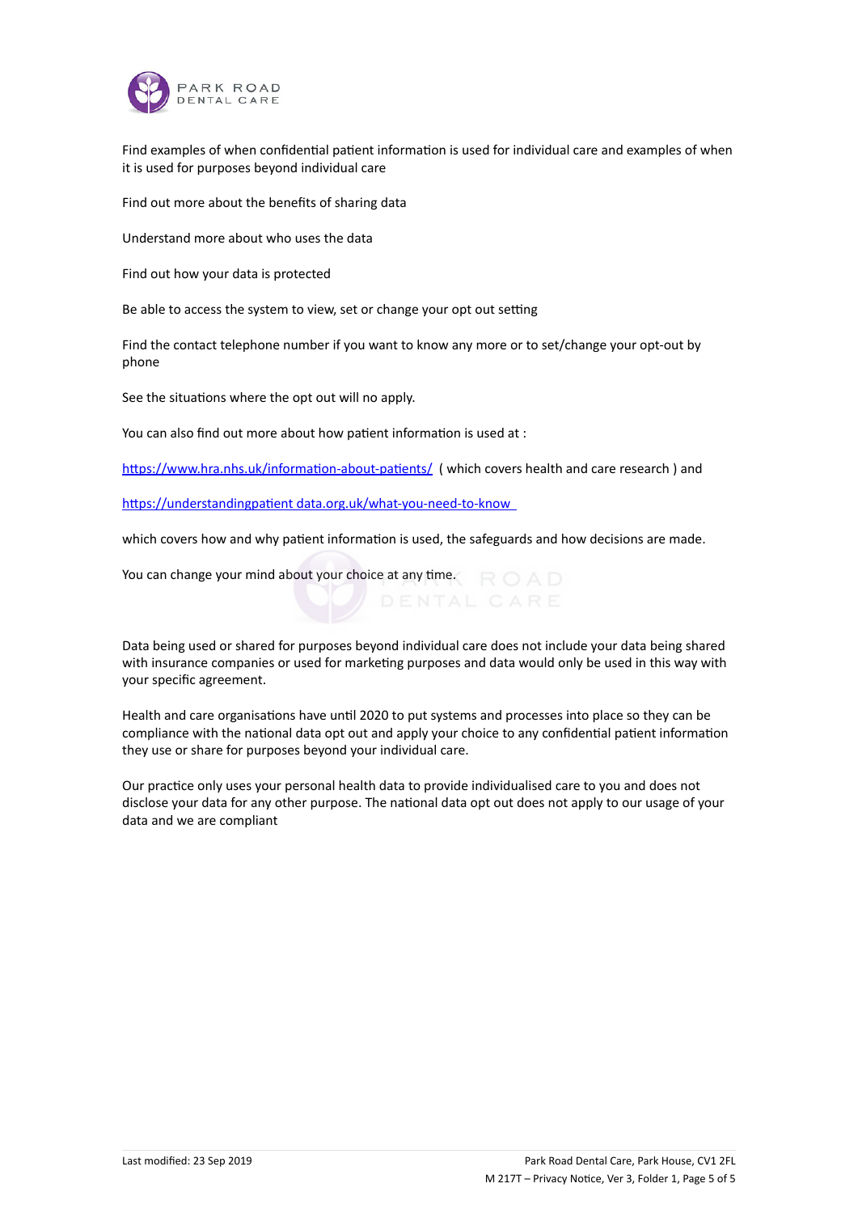Find examples of when confidential patient information is used for individual care and examples of when it is used for purposes beyond individual care

Find out more about the benefits of sharing data

Understand more about who uses the data

Find out how your data is protected

Be able to access the system to view, set or change your opt out setting

Find the contact telephone number if you want to know any more or to set/change your opt-out by phone

See the situations where the opt out will no apply.

You can also find out more about how patient information is used at :

[https://www.hra.nhs.uk/information-about-patients/](https://www.hra.nhs.uk/information-about-patients/) ( which covers health and care research ) and

[https://understandingpatient data.org.uk/what-you-need-to-know](https://understandingpatientdata.org.uk/what-you-need-to-know)

which covers how and why patient information is used, the safeguards and how decisions are made.

You can change your mind about your choice at any time.

Data being used or shared for purposes beyond individual care does not include your data being shared with insurance companies or used for marketing purposes and data would only be used in this way with your specific agreement.

Health and care organisations have until 2020 to put systems and processes into place so they can be compliance with the national data opt out and apply your choice to any confidential patient information they use or share for purposes beyond your individual care.

Our practice only uses your personal health data to provide individualised care to you and does not disclose your data for any other purpose. The national data opt out does not apply to our usage of your data and we are compliant